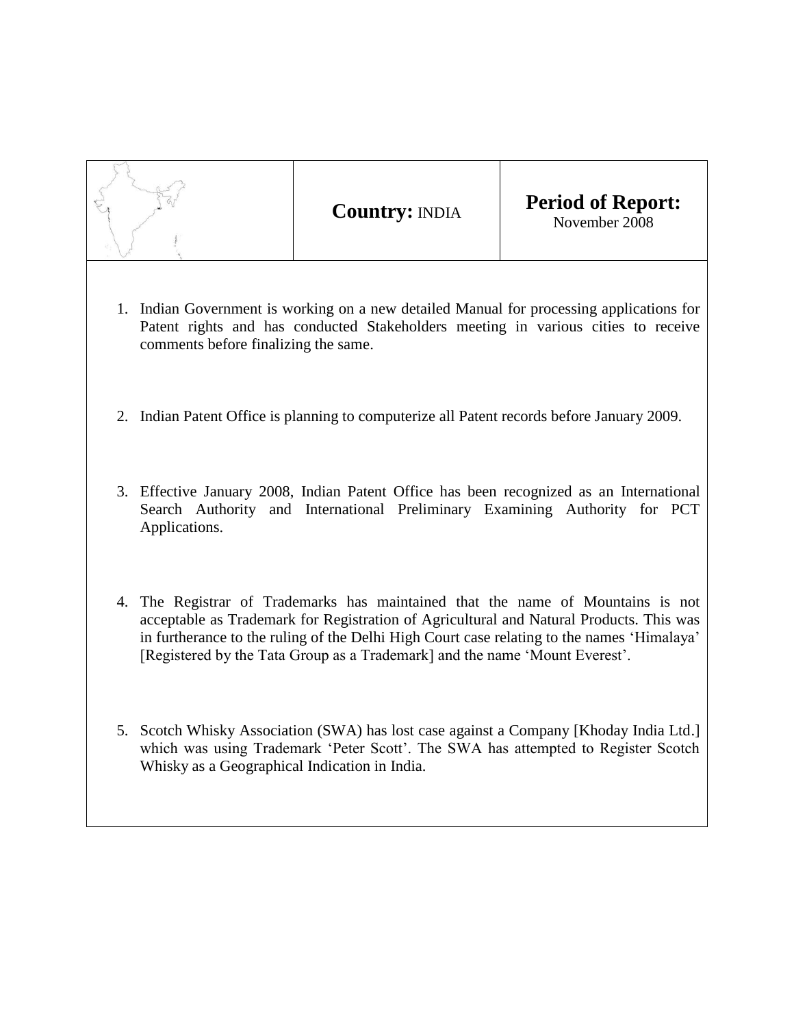| | **Country:** INDIA | **Period of Report:** November 2008 |
|---|---|---|

1. Indian Government is working on a new detailed Manual for processing applications for Patent rights and has conducted Stakeholders meeting in various cities to receive comments before finalizing the same.

2. Indian Patent Office is planning to computerize all Patent records before January 2009.

3. Effective January 2008, Indian Patent Office has been recognized as an International Search Authority and International Preliminary Examining Authority for PCT Applications.

4. The Registrar of Trademarks has maintained that the name of Mountains is not acceptable as Trademark for Registration of Agricultural and Natural Products. This was in furtherance to the ruling of the Delhi High Court case relating to the names 'Himalaya' [Registered by the Tata Group as a Trademark] and the name 'Mount Everest'.

5. Scotch Whisky Association (SWA) has lost case against a Company [Khoday India Ltd.] which was using Trademark 'Peter Scott'. The SWA has attempted to Register Scotch Whisky as a Geographical Indication in India.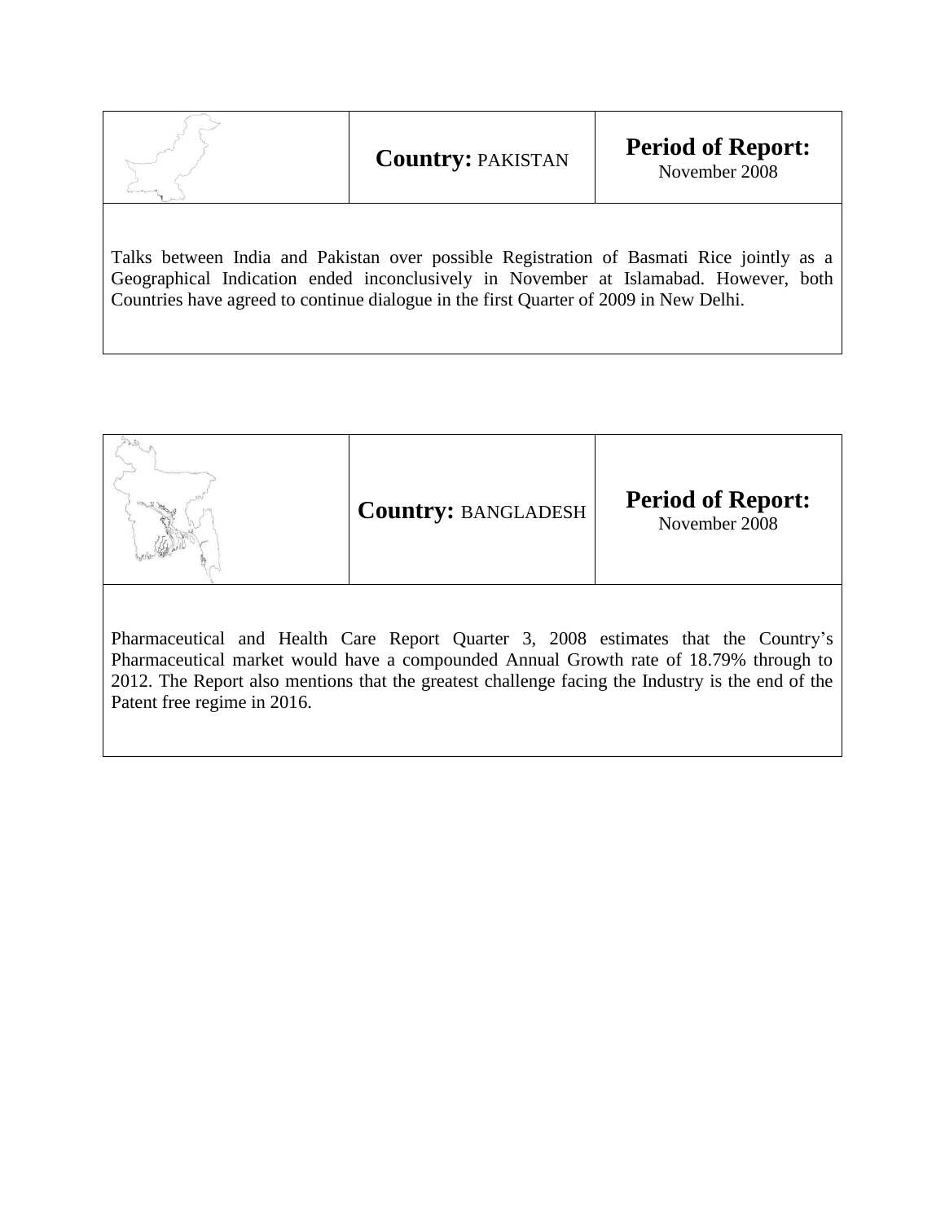| | **Country:** PAKISTAN | **Period of Report:** November 2008 |
|---|---|---|

Talks between India and Pakistan over possible Registration of Basmati Rice jointly as a Geographical Indication ended inconclusively in November at Islamabad. However, both Countries have agreed to continue dialogue in the first Quarter of 2009 in New Delhi.

| | **Country:** BANGLADESH | **Period of Report:** November 2008 |
|---|---|---|

Pharmaceutical and Health Care Report Quarter 3, 2008 estimates that the Country's Pharmaceutical market would have a compounded Annual Growth rate of 18.79% through to 2012. The Report also mentions that the greatest challenge facing the Industry is the end of the Patent free regime in 2016.